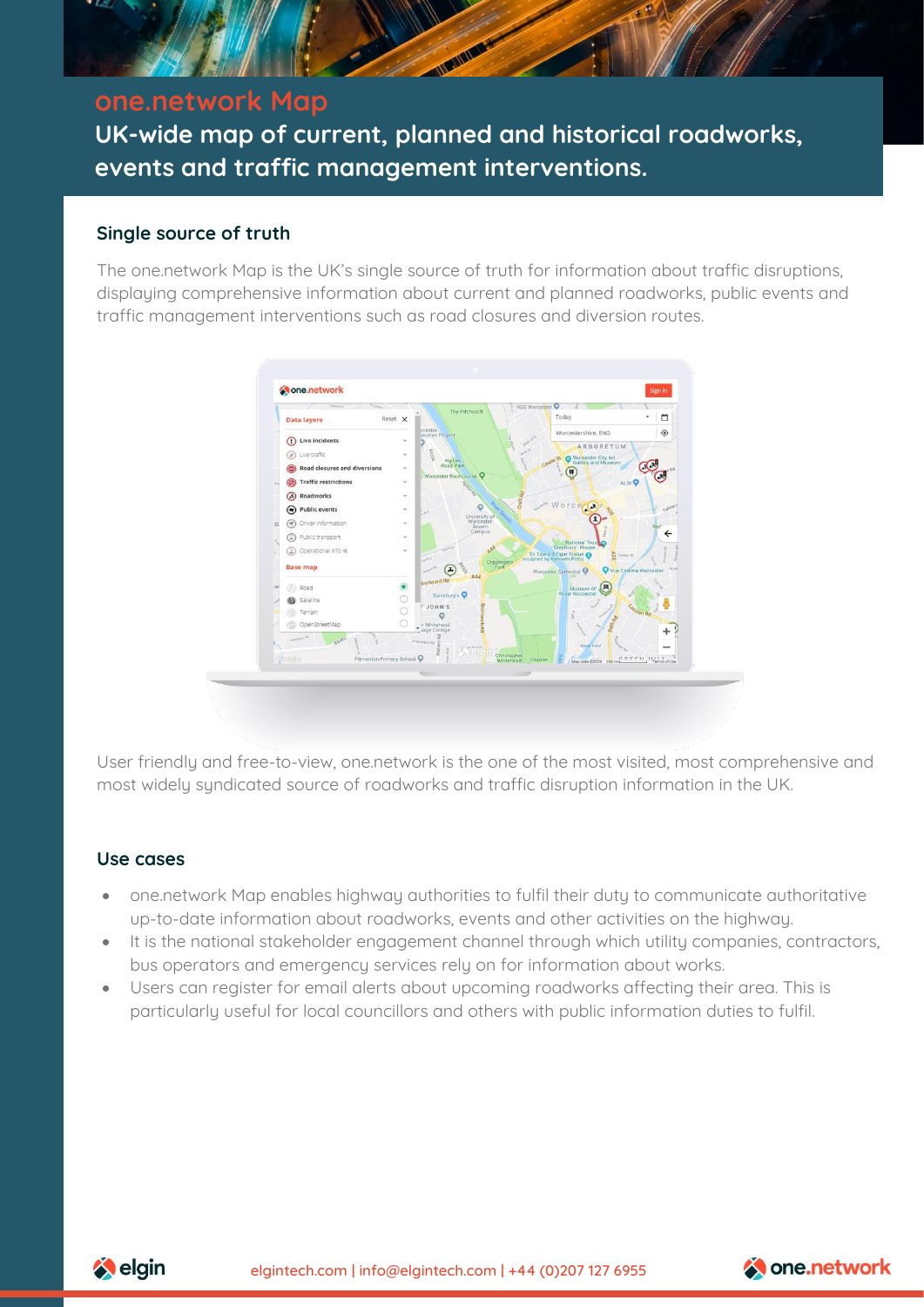# one.network Map

## UK-wide map of current, planned and historical roadworks, events and traffic management interventions.

### Single source of truth

The one.network Map is the UK's single source of truth for information about traffic disruptions, displaying comprehensive information about current and planned roadworks, public events and traffic management interventions such as road closures and diversion routes.

User friendly and free-to-view, one.network is the one of the most visited, most comprehensive and most widely syndicated source of roadworks and traffic disruption information in the UK.

### Use cases

- one.network Map enables highway authorities to fulfil their duty to communicate authoritative up-to-date information about roadworks, events and other activities on the highway.
- It is the national stakeholder engagement channel through which utility companies, contractors, bus operators and emergency services rely on for information about works.
- Users can register for email alerts about upcoming roadworks affecting their area. This is particularly useful for local councillors and others with public information duties to fulfil.

elgin | elgintech.com | info@elgintech.com | +44 (0)207 127 6955 | one.network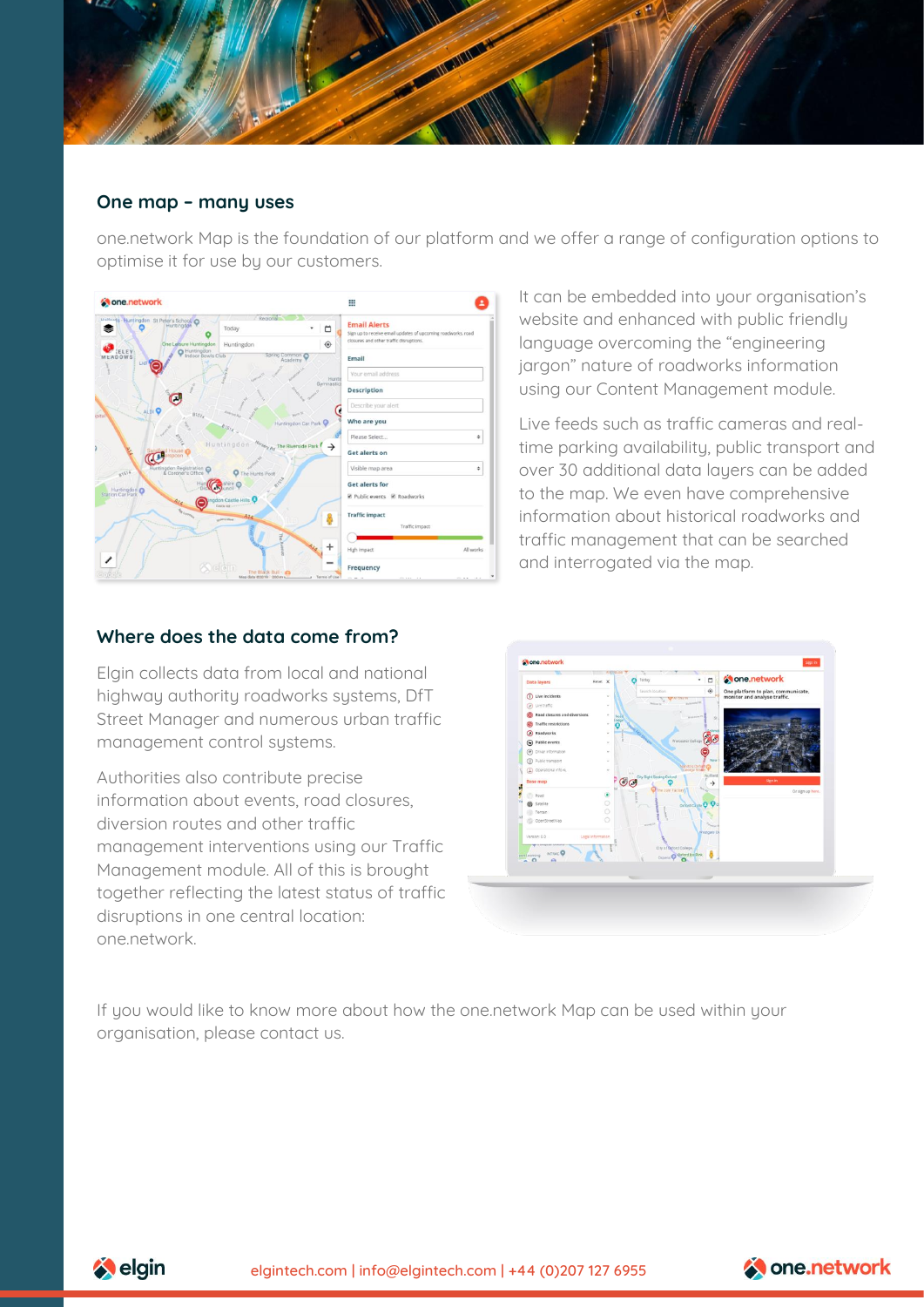## One map – many uses

one.network Map is the foundation of our platform and we offer a range of configuration options to optimise it for use by our customers.

It can be embedded into your organisation's website and enhanced with public friendly language overcoming the "engineering jargon" nature of roadworks information using our Content Management module.

Live feeds such as traffic cameras and real-time parking availability, public transport and over 30 additional data layers can be added to the map. We even have comprehensive information about historical roadworks and traffic management that can be searched and interrogated via the map.

## Where does the data come from?

Elgin collects data from local and national highway authority roadworks systems, DfT Street Manager and numerous urban traffic management control systems.

Authorities also contribute precise information about events, road closures, diversion routes and other traffic management interventions using our Traffic Management module. All of this is brought together reflecting the latest status of traffic disruptions in one central location: one.network.

If you would like to know more about how the one.network Map can be used within your organisation, please contact us.

elgintech.com | info@elgintech.com | +44 (0)207 127 6955